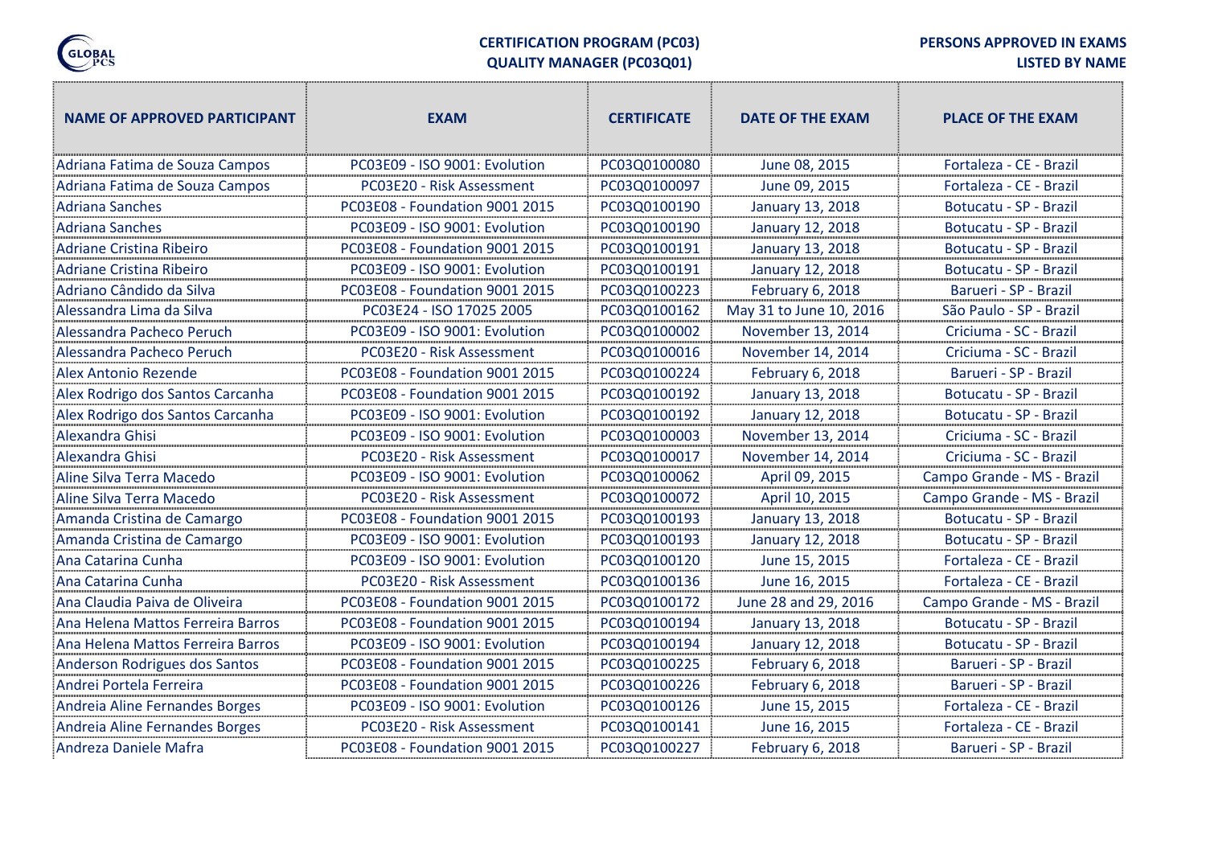**CERTIFICATION PROGRAM (PC03)**
**QUALITY MANAGER (PC03Q01)**

**PERSONS APPROVED IN EXAMS**
**LISTED BY NAME**

| NAME OF APPROVED PARTICIPANT | EXAM | CERTIFICATE | DATE OF THE EXAM | PLACE OF THE EXAM |
|---|---|---|---|---|
| Adriana Fatima de Souza Campos | PC03E09 - ISO 9001: Evolution | PC03Q0100080 | June 08, 2015 | Fortaleza - CE - Brazil |
| Adriana Fatima de Souza Campos | PC03E20 - Risk Assessment | PC03Q0100097 | June 09, 2015 | Fortaleza - CE - Brazil |
| Adriana Sanches | PC03E08 - Foundation 9001 2015 | PC03Q0100190 | January 13, 2018 | Botucatu - SP - Brazil |
| Adriana Sanches | PC03E09 - ISO 9001: Evolution | PC03Q0100190 | January 12, 2018 | Botucatu - SP - Brazil |
| Adriane Cristina Ribeiro | PC03E08 - Foundation 9001 2015 | PC03Q0100191 | January 13, 2018 | Botucatu - SP - Brazil |
| Adriane Cristina Ribeiro | PC03E09 - ISO 9001: Evolution | PC03Q0100191 | January 12, 2018 | Botucatu - SP - Brazil |
| Adriano Cândido da Silva | PC03E08 - Foundation 9001 2015 | PC03Q0100223 | February 6, 2018 | Barueri - SP - Brazil |
| Alessandra Lima da Silva | PC03E24 - ISO 17025 2005 | PC03Q0100162 | May 31 to June 10, 2016 | São Paulo - SP - Brazil |
| Alessandra Pacheco Peruch | PC03E09 - ISO 9001: Evolution | PC03Q0100002 | November 13, 2014 | Criciuma - SC - Brazil |
| Alessandra Pacheco Peruch | PC03E20 - Risk Assessment | PC03Q0100016 | November 14, 2014 | Criciuma - SC - Brazil |
| Alex Antonio Rezende | PC03E08 - Foundation 9001 2015 | PC03Q0100224 | February 6, 2018 | Barueri - SP - Brazil |
| Alex Rodrigo dos Santos Carcanha | PC03E08 - Foundation 9001 2015 | PC03Q0100192 | January 13, 2018 | Botucatu - SP - Brazil |
| Alex Rodrigo dos Santos Carcanha | PC03E09 - ISO 9001: Evolution | PC03Q0100192 | January 12, 2018 | Botucatu - SP - Brazil |
| Alexandra Ghisi | PC03E09 - ISO 9001: Evolution | PC03Q0100003 | November 13, 2014 | Criciuma - SC - Brazil |
| Alexandra Ghisi | PC03E20 - Risk Assessment | PC03Q0100017 | November 14, 2014 | Criciuma - SC - Brazil |
| Aline Silva Terra Macedo | PC03E09 - ISO 9001: Evolution | PC03Q0100062 | April 09, 2015 | Campo Grande - MS - Brazil |
| Aline Silva Terra Macedo | PC03E20 - Risk Assessment | PC03Q0100072 | April 10, 2015 | Campo Grande - MS - Brazil |
| Amanda Cristina de Camargo | PC03E08 - Foundation 9001 2015 | PC03Q0100193 | January 13, 2018 | Botucatu - SP - Brazil |
| Amanda Cristina de Camargo | PC03E09 - ISO 9001: Evolution | PC03Q0100193 | January 12, 2018 | Botucatu - SP - Brazil |
| Ana Catarina Cunha | PC03E09 - ISO 9001: Evolution | PC03Q0100120 | June 15, 2015 | Fortaleza - CE - Brazil |
| Ana Catarina Cunha | PC03E20 - Risk Assessment | PC03Q0100136 | June 16, 2015 | Fortaleza - CE - Brazil |
| Ana Claudia Paiva de Oliveira | PC03E08 - Foundation 9001 2015 | PC03Q0100172 | June 28 and 29, 2016 | Campo Grande - MS - Brazil |
| Ana Helena Mattos Ferreira Barros | PC03E08 - Foundation 9001 2015 | PC03Q0100194 | January 13, 2018 | Botucatu - SP - Brazil |
| Ana Helena Mattos Ferreira Barros | PC03E09 - ISO 9001: Evolution | PC03Q0100194 | January 12, 2018 | Botucatu - SP - Brazil |
| Anderson Rodrigues dos Santos | PC03E08 - Foundation 9001 2015 | PC03Q0100225 | February 6, 2018 | Barueri - SP - Brazil |
| Andrei Portela Ferreira | PC03E08 - Foundation 9001 2015 | PC03Q0100226 | February 6, 2018 | Barueri - SP - Brazil |
| Andreia Aline Fernandes Borges | PC03E09 - ISO 9001: Evolution | PC03Q0100126 | June 15, 2015 | Fortaleza - CE - Brazil |
| Andreia Aline Fernandes Borges | PC03E20 - Risk Assessment | PC03Q0100141 | June 16, 2015 | Fortaleza - CE - Brazil |
| Andreza Daniele Mafra | PC03E08 - Foundation 9001 2015 | PC03Q0100227 | February 6, 2018 | Barueri - SP - Brazil |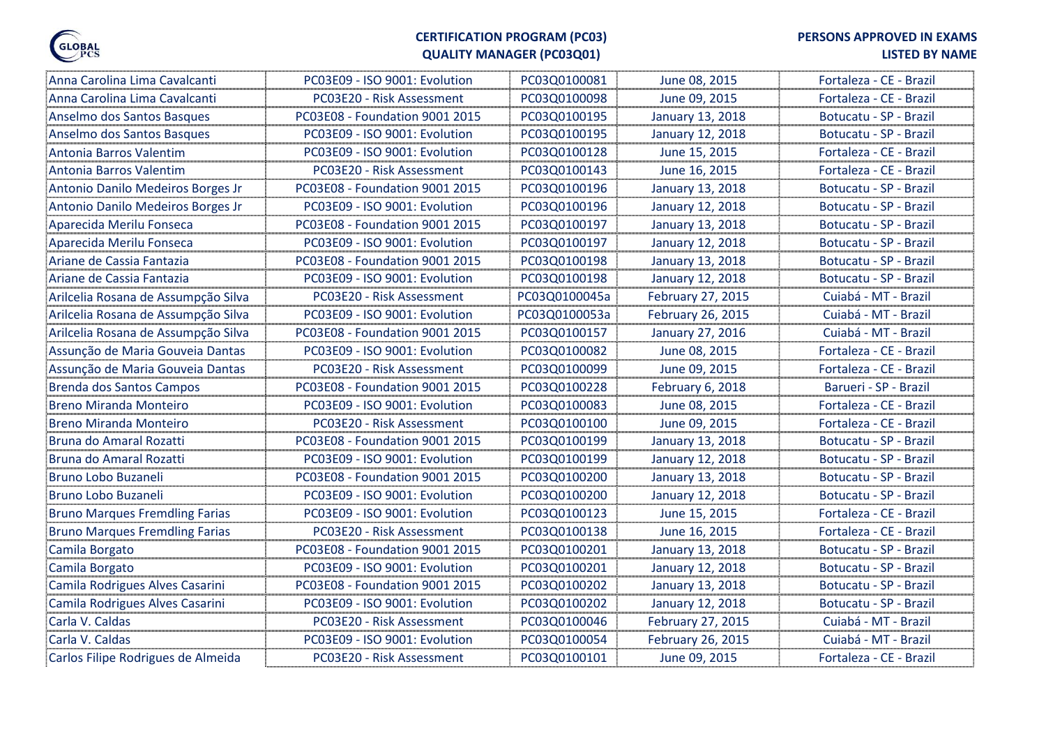# CERTIFICATION PROGRAM (PC03)
## QUALITY MANAGER (PC03Q01)

**PERSONS APPROVED IN EXAMS**
**LISTED BY NAME**

| | | | | |
|---|---|---|---|---|
| Anna Carolina Lima Cavalcanti | PC03E09 - ISO 9001: Evolution | PC03Q0100081 | June 08, 2015 | Fortaleza - CE - Brazil |
| Anna Carolina Lima Cavalcanti | PC03E20 - Risk Assessment | PC03Q0100098 | June 09, 2015 | Fortaleza - CE - Brazil |
| Anselmo dos Santos Basques | PC03E08 - Foundation 9001 2015 | PC03Q0100195 | January 13, 2018 | Botucatu - SP - Brazil |
| Anselmo dos Santos Basques | PC03E09 - ISO 9001: Evolution | PC03Q0100195 | January 12, 2018 | Botucatu - SP - Brazil |
| Antonia Barros Valentim | PC03E09 - ISO 9001: Evolution | PC03Q0100128 | June 15, 2015 | Fortaleza - CE - Brazil |
| Antonia Barros Valentim | PC03E20 - Risk Assessment | PC03Q0100143 | June 16, 2015 | Fortaleza - CE - Brazil |
| Antonio Danilo Medeiros Borges Jr | PC03E08 - Foundation 9001 2015 | PC03Q0100196 | January 13, 2018 | Botucatu - SP - Brazil |
| Antonio Danilo Medeiros Borges Jr | PC03E09 - ISO 9001: Evolution | PC03Q0100196 | January 12, 2018 | Botucatu - SP - Brazil |
| Aparecida Merilu Fonseca | PC03E08 - Foundation 9001 2015 | PC03Q0100197 | January 13, 2018 | Botucatu - SP - Brazil |
| Aparecida Merilu Fonseca | PC03E09 - ISO 9001: Evolution | PC03Q0100197 | January 12, 2018 | Botucatu - SP - Brazil |
| Ariane de Cassia Fantazia | PC03E08 - Foundation 9001 2015 | PC03Q0100198 | January 13, 2018 | Botucatu - SP - Brazil |
| Ariane de Cassia Fantazia | PC03E09 - ISO 9001: Evolution | PC03Q0100198 | January 12, 2018 | Botucatu - SP - Brazil |
| Arilcelia Rosana de Assumpção Silva | PC03E20 - Risk Assessment | PC03Q0100045a | February 27, 2015 | Cuiabá - MT - Brazil |
| Arilcelia Rosana de Assumpção Silva | PC03E09 - ISO 9001: Evolution | PC03Q0100053a | February 26, 2015 | Cuiabá - MT - Brazil |
| Arilcelia Rosana de Assumpção Silva | PC03E08 - Foundation 9001 2015 | PC03Q0100157 | January 27, 2016 | Cuiabá - MT - Brazil |
| Assunção de Maria Gouveia Dantas | PC03E09 - ISO 9001: Evolution | PC03Q0100082 | June 08, 2015 | Fortaleza - CE - Brazil |
| Assunção de Maria Gouveia Dantas | PC03E20 - Risk Assessment | PC03Q0100099 | June 09, 2015 | Fortaleza - CE - Brazil |
| Brenda dos Santos Campos | PC03E08 - Foundation 9001 2015 | PC03Q0100228 | February 6, 2018 | Barueri - SP - Brazil |
| Breno Miranda Monteiro | PC03E09 - ISO 9001: Evolution | PC03Q0100083 | June 08, 2015 | Fortaleza - CE - Brazil |
| Breno Miranda Monteiro | PC03E20 - Risk Assessment | PC03Q0100100 | June 09, 2015 | Fortaleza - CE - Brazil |
| Bruna do Amaral Rozatti | PC03E08 - Foundation 9001 2015 | PC03Q0100199 | January 13, 2018 | Botucatu - SP - Brazil |
| Bruna do Amaral Rozatti | PC03E09 - ISO 9001: Evolution | PC03Q0100199 | January 12, 2018 | Botucatu - SP - Brazil |
| Bruno Lobo Buzaneli | PC03E08 - Foundation 9001 2015 | PC03Q0100200 | January 13, 2018 | Botucatu - SP - Brazil |
| Bruno Lobo Buzaneli | PC03E09 - ISO 9001: Evolution | PC03Q0100200 | January 12, 2018 | Botucatu - SP - Brazil |
| Bruno Marques Fremdling Farias | PC03E09 - ISO 9001: Evolution | PC03Q0100123 | June 15, 2015 | Fortaleza - CE - Brazil |
| Bruno Marques Fremdling Farias | PC03E20 - Risk Assessment | PC03Q0100138 | June 16, 2015 | Fortaleza - CE - Brazil |
| Camila Borgato | PC03E08 - Foundation 9001 2015 | PC03Q0100201 | January 13, 2018 | Botucatu - SP - Brazil |
| Camila Borgato | PC03E09 - ISO 9001: Evolution | PC03Q0100201 | January 12, 2018 | Botucatu - SP - Brazil |
| Camila Rodrigues Alves Casarini | PC03E08 - Foundation 9001 2015 | PC03Q0100202 | January 13, 2018 | Botucatu - SP - Brazil |
| Camila Rodrigues Alves Casarini | PC03E09 - ISO 9001: Evolution | PC03Q0100202 | January 12, 2018 | Botucatu - SP - Brazil |
| Carla V. Caldas | PC03E20 - Risk Assessment | PC03Q0100046 | February 27, 2015 | Cuiabá - MT - Brazil |
| Carla V. Caldas | PC03E09 - ISO 9001: Evolution | PC03Q0100054 | February 26, 2015 | Cuiabá - MT - Brazil |
| Carlos Filipe Rodrigues de Almeida | PC03E20 - Risk Assessment | PC03Q0100101 | June 09, 2015 | Fortaleza - CE - Brazil |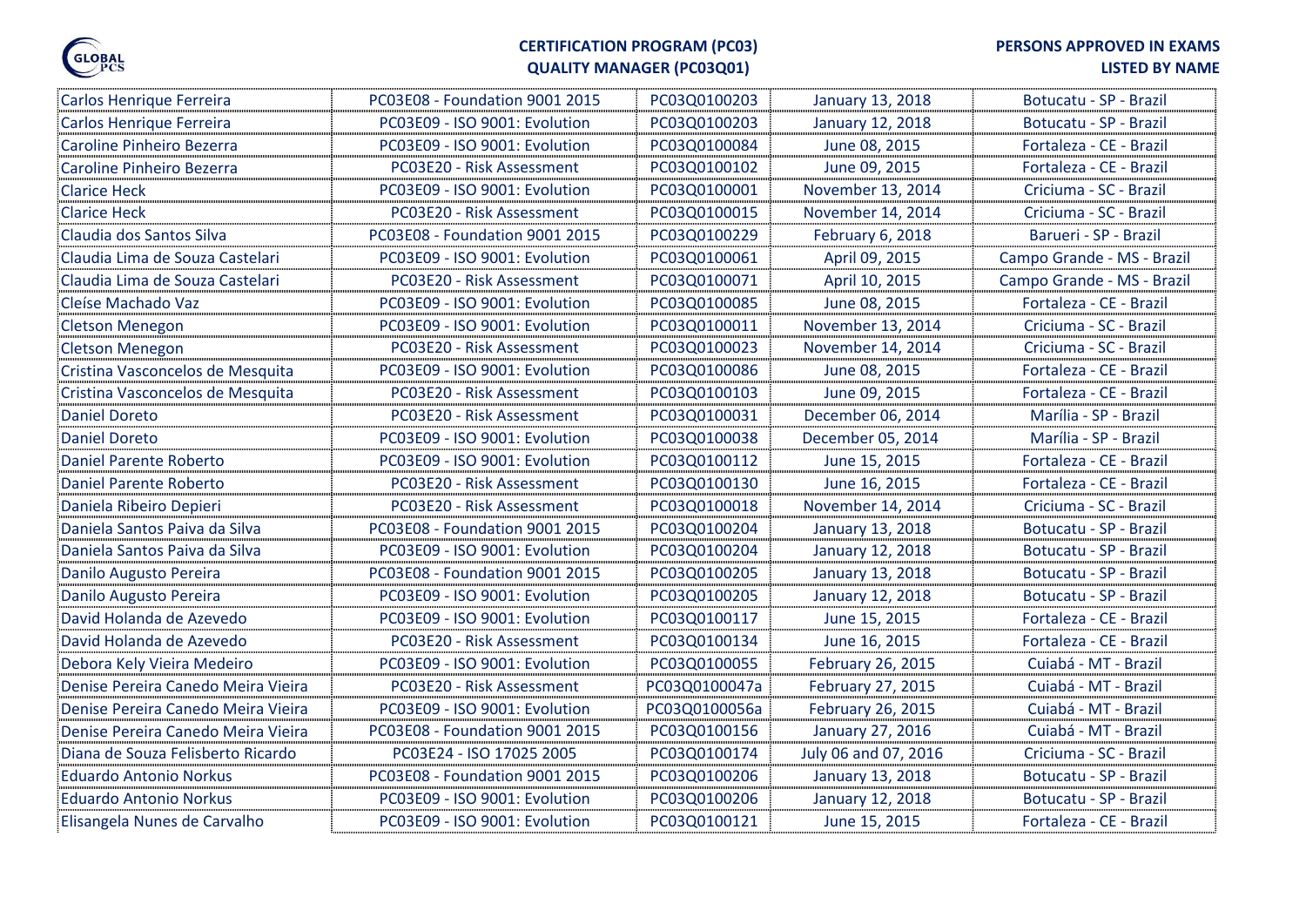**CERTIFICATION PROGRAM (PC03)**
**QUALITY MANAGER (PC03Q01)**

**PERSONS APPROVED IN EXAMS**
**LISTED BY NAME**

| | | | | |
|---|---|---|---|---|
| Carlos Henrique Ferreira | PC03E08 - Foundation 9001 2015 | PC03Q0100203 | January 13, 2018 | Botucatu - SP - Brazil |
| Carlos Henrique Ferreira | PC03E09 - ISO 9001: Evolution | PC03Q0100203 | January 12, 2018 | Botucatu - SP - Brazil |
| Caroline Pinheiro Bezerra | PC03E09 - ISO 9001: Evolution | PC03Q0100084 | June 08, 2015 | Fortaleza - CE - Brazil |
| Caroline Pinheiro Bezerra | PC03E20 - Risk Assessment | PC03Q0100102 | June 09, 2015 | Fortaleza - CE - Brazil |
| Clarice Heck | PC03E09 - ISO 9001: Evolution | PC03Q0100001 | November 13, 2014 | Criciuma - SC - Brazil |
| Clarice Heck | PC03E20 - Risk Assessment | PC03Q0100015 | November 14, 2014 | Criciuma - SC - Brazil |
| Claudia dos Santos Silva | PC03E08 - Foundation 9001 2015 | PC03Q0100229 | February 6, 2018 | Barueri - SP - Brazil |
| Claudia Lima de Souza Castelari | PC03E09 - ISO 9001: Evolution | PC03Q0100061 | April 09, 2015 | Campo Grande - MS - Brazil |
| Claudia Lima de Souza Castelari | PC03E20 - Risk Assessment | PC03Q0100071 | April 10, 2015 | Campo Grande - MS - Brazil |
| Cleíse Machado Vaz | PC03E09 - ISO 9001: Evolution | PC03Q0100085 | June 08, 2015 | Fortaleza - CE - Brazil |
| Cletson Menegon | PC03E09 - ISO 9001: Evolution | PC03Q0100011 | November 13, 2014 | Criciuma - SC - Brazil |
| Cletson Menegon | PC03E20 - Risk Assessment | PC03Q0100023 | November 14, 2014 | Criciuma - SC - Brazil |
| Cristina Vasconcelos de Mesquita | PC03E09 - ISO 9001: Evolution | PC03Q0100086 | June 08, 2015 | Fortaleza - CE - Brazil |
| Cristina Vasconcelos de Mesquita | PC03E20 - Risk Assessment | PC03Q0100103 | June 09, 2015 | Fortaleza - CE - Brazil |
| Daniel Doreto | PC03E20 - Risk Assessment | PC03Q0100031 | December 06, 2014 | Marília - SP - Brazil |
| Daniel Doreto | PC03E09 - ISO 9001: Evolution | PC03Q0100038 | December 05, 2014 | Marília - SP - Brazil |
| Daniel Parente Roberto | PC03E09 - ISO 9001: Evolution | PC03Q0100112 | June 15, 2015 | Fortaleza - CE - Brazil |
| Daniel Parente Roberto | PC03E20 - Risk Assessment | PC03Q0100130 | June 16, 2015 | Fortaleza - CE - Brazil |
| Daniela Ribeiro Depieri | PC03E20 - Risk Assessment | PC03Q0100018 | November 14, 2014 | Criciuma - SC - Brazil |
| Daniela Santos Paiva da Silva | PC03E08 - Foundation 9001 2015 | PC03Q0100204 | January 13, 2018 | Botucatu - SP - Brazil |
| Daniela Santos Paiva da Silva | PC03E09 - ISO 9001: Evolution | PC03Q0100204 | January 12, 2018 | Botucatu - SP - Brazil |
| Danilo Augusto Pereira | PC03E08 - Foundation 9001 2015 | PC03Q0100205 | January 13, 2018 | Botucatu - SP - Brazil |
| Danilo Augusto Pereira | PC03E09 - ISO 9001: Evolution | PC03Q0100205 | January 12, 2018 | Botucatu - SP - Brazil |
| David Holanda de Azevedo | PC03E09 - ISO 9001: Evolution | PC03Q0100117 | June 15, 2015 | Fortaleza - CE - Brazil |
| David Holanda de Azevedo | PC03E20 - Risk Assessment | PC03Q0100134 | June 16, 2015 | Fortaleza - CE - Brazil |
| Debora Kely Vieira Medeiro | PC03E09 - ISO 9001: Evolution | PC03Q0100055 | February 26, 2015 | Cuiabá - MT - Brazil |
| Denise Pereira Canedo Meira Vieira | PC03E20 - Risk Assessment | PC03Q0100047a | February 27, 2015 | Cuiabá - MT - Brazil |
| Denise Pereira Canedo Meira Vieira | PC03E09 - ISO 9001: Evolution | PC03Q0100056a | February 26, 2015 | Cuiabá - MT - Brazil |
| Denise Pereira Canedo Meira Vieira | PC03E08 - Foundation 9001 2015 | PC03Q0100156 | January 27, 2016 | Cuiabá - MT - Brazil |
| Diana de Souza Felisberto Ricardo | PC03E24 - ISO 17025 2005 | PC03Q0100174 | July 06 and 07, 2016 | Criciuma - SC - Brazil |
| Eduardo Antonio Norkus | PC03E08 - Foundation 9001 2015 | PC03Q0100206 | January 13, 2018 | Botucatu - SP - Brazil |
| Eduardo Antonio Norkus | PC03E09 - ISO 9001: Evolution | PC03Q0100206 | January 12, 2018 | Botucatu - SP - Brazil |
| Elisangela Nunes de Carvalho | PC03E09 - ISO 9001: Evolution | PC03Q0100121 | June 15, 2015 | Fortaleza - CE - Brazil |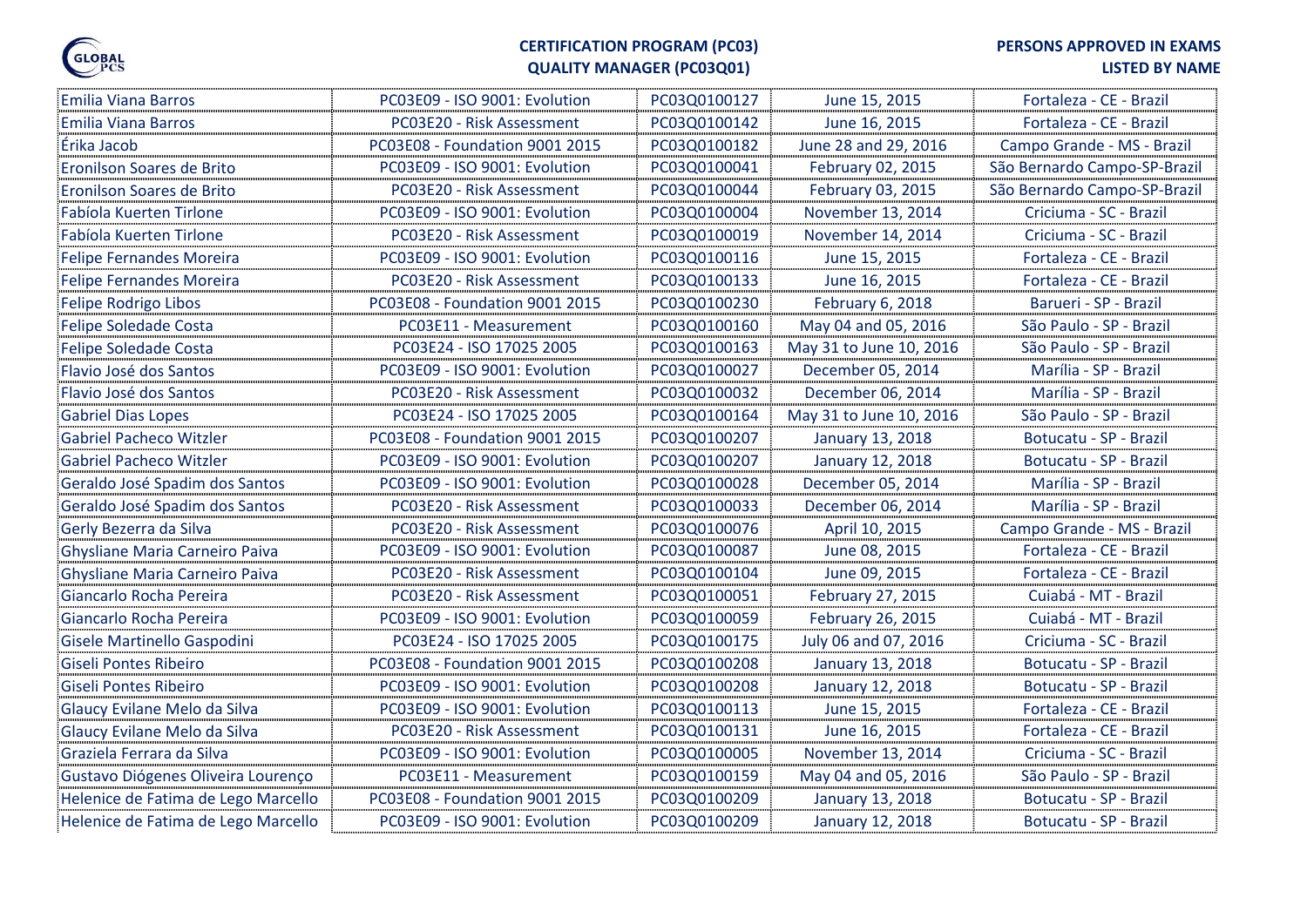**CERTIFICATION PROGRAM (PC03)**
**QUALITY MANAGER (PC03Q01)**

**PERSONS APPROVED IN EXAMS**
**LISTED BY NAME**

| | | | | |
|---|---|---|---|---|
| Emilia Viana Barros | PC03E09 - ISO 9001: Evolution | PC03Q0100127 | June 15, 2015 | Fortaleza - CE - Brazil |
| Emilia Viana Barros | PC03E20 - Risk Assessment | PC03Q0100142 | June 16, 2015 | Fortaleza - CE - Brazil |
| Érika Jacob | PC03E08 - Foundation 9001 2015 | PC03Q0100182 | June 28 and 29, 2016 | Campo Grande - MS - Brazil |
| Eronilson Soares de Brito | PC03E09 - ISO 9001: Evolution | PC03Q0100041 | February 02, 2015 | São Bernardo Campo-SP-Brazil |
| Eronilson Soares de Brito | PC03E20 - Risk Assessment | PC03Q0100044 | February 03, 2015 | São Bernardo Campo-SP-Brazil |
| Fabíola Kuerten Tirlone | PC03E09 - ISO 9001: Evolution | PC03Q0100004 | November 13, 2014 | Criciuma - SC - Brazil |
| Fabíola Kuerten Tirlone | PC03E20 - Risk Assessment | PC03Q0100019 | November 14, 2014 | Criciuma - SC - Brazil |
| Felipe Fernandes Moreira | PC03E09 - ISO 9001: Evolution | PC03Q0100116 | June 15, 2015 | Fortaleza - CE - Brazil |
| Felipe Fernandes Moreira | PC03E20 - Risk Assessment | PC03Q0100133 | June 16, 2015 | Fortaleza - CE - Brazil |
| Felipe Rodrigo Libos | PC03E08 - Foundation 9001 2015 | PC03Q0100230 | February 6, 2018 | Barueri - SP - Brazil |
| Felipe Soledade Costa | PC03E11 - Measurement | PC03Q0100160 | May 04 and 05, 2016 | São Paulo - SP - Brazil |
| Felipe Soledade Costa | PC03E24 - ISO 17025 2005 | PC03Q0100163 | May 31 to June 10, 2016 | São Paulo - SP - Brazil |
| Flavio José dos Santos | PC03E09 - ISO 9001: Evolution | PC03Q0100027 | December 05, 2014 | Marília - SP - Brazil |
| Flavio José dos Santos | PC03E20 - Risk Assessment | PC03Q0100032 | December 06, 2014 | Marília - SP - Brazil |
| Gabriel Dias Lopes | PC03E24 - ISO 17025 2005 | PC03Q0100164 | May 31 to June 10, 2016 | São Paulo - SP - Brazil |
| Gabriel Pacheco Witzler | PC03E08 - Foundation 9001 2015 | PC03Q0100207 | January 13, 2018 | Botucatu - SP - Brazil |
| Gabriel Pacheco Witzler | PC03E09 - ISO 9001: Evolution | PC03Q0100207 | January 12, 2018 | Botucatu - SP - Brazil |
| Geraldo José Spadim dos Santos | PC03E09 - ISO 9001: Evolution | PC03Q0100028 | December 05, 2014 | Marília - SP - Brazil |
| Geraldo José Spadim dos Santos | PC03E20 - Risk Assessment | PC03Q0100033 | December 06, 2014 | Marília - SP - Brazil |
| Gerly Bezerra da Silva | PC03E20 - Risk Assessment | PC03Q0100076 | April 10, 2015 | Campo Grande - MS - Brazil |
| Ghysliane Maria Carneiro Paiva | PC03E09 - ISO 9001: Evolution | PC03Q0100087 | June 08, 2015 | Fortaleza - CE - Brazil |
| Ghysliane Maria Carneiro Paiva | PC03E20 - Risk Assessment | PC03Q0100104 | June 09, 2015 | Fortaleza - CE - Brazil |
| Giancarlo Rocha Pereira | PC03E20 - Risk Assessment | PC03Q0100051 | February 27, 2015 | Cuiabá - MT - Brazil |
| Giancarlo Rocha Pereira | PC03E09 - ISO 9001: Evolution | PC03Q0100059 | February 26, 2015 | Cuiabá - MT - Brazil |
| Gisele Martinello Gaspodini | PC03E24 - ISO 17025 2005 | PC03Q0100175 | July 06 and 07, 2016 | Criciuma - SC - Brazil |
| Giseli Pontes Ribeiro | PC03E08 - Foundation 9001 2015 | PC03Q0100208 | January 13, 2018 | Botucatu - SP - Brazil |
| Giseli Pontes Ribeiro | PC03E09 - ISO 9001: Evolution | PC03Q0100208 | January 12, 2018 | Botucatu - SP - Brazil |
| Glaucy Evilane Melo da Silva | PC03E09 - ISO 9001: Evolution | PC03Q0100113 | June 15, 2015 | Fortaleza - CE - Brazil |
| Glaucy Evilane Melo da Silva | PC03E20 - Risk Assessment | PC03Q0100131 | June 16, 2015 | Fortaleza - CE - Brazil |
| Graziela Ferrara da Silva | PC03E09 - ISO 9001: Evolution | PC03Q0100005 | November 13, 2014 | Criciuma - SC - Brazil |
| Gustavo Diógenes Oliveira Lourenço | PC03E11 - Measurement | PC03Q0100159 | May 04 and 05, 2016 | São Paulo - SP - Brazil |
| Helenice de Fatima de Lego Marcello | PC03E08 - Foundation 9001 2015 | PC03Q0100209 | January 13, 2018 | Botucatu - SP - Brazil |
| Helenice de Fatima de Lego Marcello | PC03E09 - ISO 9001: Evolution | PC03Q0100209 | January 12, 2018 | Botucatu - SP - Brazil |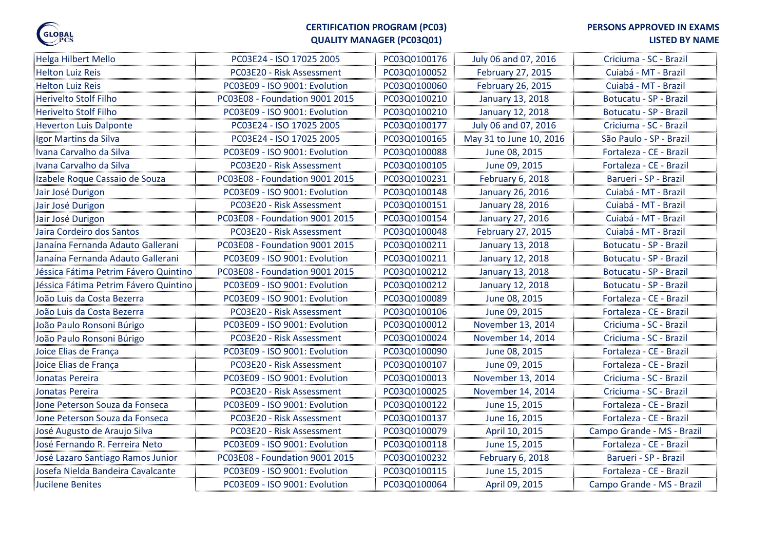**CERTIFICATION PROGRAM (PC03)**
**QUALITY MANAGER (PC03Q01)**

**PERSONS APPROVED IN EXAMS**
**LISTED BY NAME**

| | | | | |
|---|---|---|---|---|
| Helga Hilbert Mello | PC03E24 - ISO 17025 2005 | PC03Q0100176 | July 06 and 07, 2016 | Criciuma - SC - Brazil |
| Helton Luiz Reis | PC03E20 - Risk Assessment | PC03Q0100052 | February 27, 2015 | Cuiabá - MT - Brazil |
| Helton Luiz Reis | PC03E09 - ISO 9001: Evolution | PC03Q0100060 | February 26, 2015 | Cuiabá - MT - Brazil |
| Herivelto Stolf Filho | PC03E08 - Foundation 9001 2015 | PC03Q0100210 | January 13, 2018 | Botucatu - SP - Brazil |
| Herivelto Stolf Filho | PC03E09 - ISO 9001: Evolution | PC03Q0100210 | January 12, 2018 | Botucatu - SP - Brazil |
| Heverton Luis Dalponte | PC03E24 - ISO 17025 2005 | PC03Q0100177 | July 06 and 07, 2016 | Criciuma - SC - Brazil |
| Igor Martins da Silva | PC03E24 - ISO 17025 2005 | PC03Q0100165 | May 31 to June 10, 2016 | São Paulo - SP - Brazil |
| Ivana Carvalho da Silva | PC03E09 - ISO 9001: Evolution | PC03Q0100088 | June 08, 2015 | Fortaleza - CE - Brazil |
| Ivana Carvalho da Silva | PC03E20 - Risk Assessment | PC03Q0100105 | June 09, 2015 | Fortaleza - CE - Brazil |
| Izabele Roque Cassaio de Souza | PC03E08 - Foundation 9001 2015 | PC03Q0100231 | February 6, 2018 | Barueri - SP - Brazil |
| Jair José Durigon | PC03E09 - ISO 9001: Evolution | PC03Q0100148 | January 26, 2016 | Cuiabá - MT - Brazil |
| Jair José Durigon | PC03E20 - Risk Assessment | PC03Q0100151 | January 28, 2016 | Cuiabá - MT - Brazil |
| Jair José Durigon | PC03E08 - Foundation 9001 2015 | PC03Q0100154 | January 27, 2016 | Cuiabá - MT - Brazil |
| Jaira Cordeiro dos Santos | PC03E20 - Risk Assessment | PC03Q0100048 | February 27, 2015 | Cuiabá - MT - Brazil |
| Janaína Fernanda Adauto Gallerani | PC03E08 - Foundation 9001 2015 | PC03Q0100211 | January 13, 2018 | Botucatu - SP - Brazil |
| Janaína Fernanda Adauto Gallerani | PC03E09 - ISO 9001: Evolution | PC03Q0100211 | January 12, 2018 | Botucatu - SP - Brazil |
| Jéssica Fátima Petrim Fávero Quintino | PC03E08 - Foundation 9001 2015 | PC03Q0100212 | January 13, 2018 | Botucatu - SP - Brazil |
| Jéssica Fátima Petrim Fávero Quintino | PC03E09 - ISO 9001: Evolution | PC03Q0100212 | January 12, 2018 | Botucatu - SP - Brazil |
| João Luis da Costa Bezerra | PC03E09 - ISO 9001: Evolution | PC03Q0100089 | June 08, 2015 | Fortaleza - CE - Brazil |
| João Luis da Costa Bezerra | PC03E20 - Risk Assessment | PC03Q0100106 | June 09, 2015 | Fortaleza - CE - Brazil |
| João Paulo Ronsoni Búrigo | PC03E09 - ISO 9001: Evolution | PC03Q0100012 | November 13, 2014 | Criciuma - SC - Brazil |
| João Paulo Ronsoni Búrigo | PC03E20 - Risk Assessment | PC03Q0100024 | November 14, 2014 | Criciuma - SC - Brazil |
| Joice Elias de França | PC03E09 - ISO 9001: Evolution | PC03Q0100090 | June 08, 2015 | Fortaleza - CE - Brazil |
| Joice Elias de França | PC03E20 - Risk Assessment | PC03Q0100107 | June 09, 2015 | Fortaleza - CE - Brazil |
| Jonatas Pereira | PC03E09 - ISO 9001: Evolution | PC03Q0100013 | November 13, 2014 | Criciuma - SC - Brazil |
| Jonatas Pereira | PC03E20 - Risk Assessment | PC03Q0100025 | November 14, 2014 | Criciuma - SC - Brazil |
| Jone Peterson Souza da Fonseca | PC03E09 - ISO 9001: Evolution | PC03Q0100122 | June 15, 2015 | Fortaleza - CE - Brazil |
| Jone Peterson Souza da Fonseca | PC03E20 - Risk Assessment | PC03Q0100137 | June 16, 2015 | Fortaleza - CE - Brazil |
| José Augusto de Araujo Silva | PC03E20 - Risk Assessment | PC03Q0100079 | April 10, 2015 | Campo Grande - MS - Brazil |
| José Fernando R. Ferreira Neto | PC03E09 - ISO 9001: Evolution | PC03Q0100118 | June 15, 2015 | Fortaleza - CE - Brazil |
| José Lazaro Santiago Ramos Junior | PC03E08 - Foundation 9001 2015 | PC03Q0100232 | February 6, 2018 | Barueri - SP - Brazil |
| Josefa Nielda Bandeira Cavalcante | PC03E09 - ISO 9001: Evolution | PC03Q0100115 | June 15, 2015 | Fortaleza - CE - Brazil |
| Jucilene Benites | PC03E09 - ISO 9001: Evolution | PC03Q0100064 | April 09, 2015 | Campo Grande - MS - Brazil |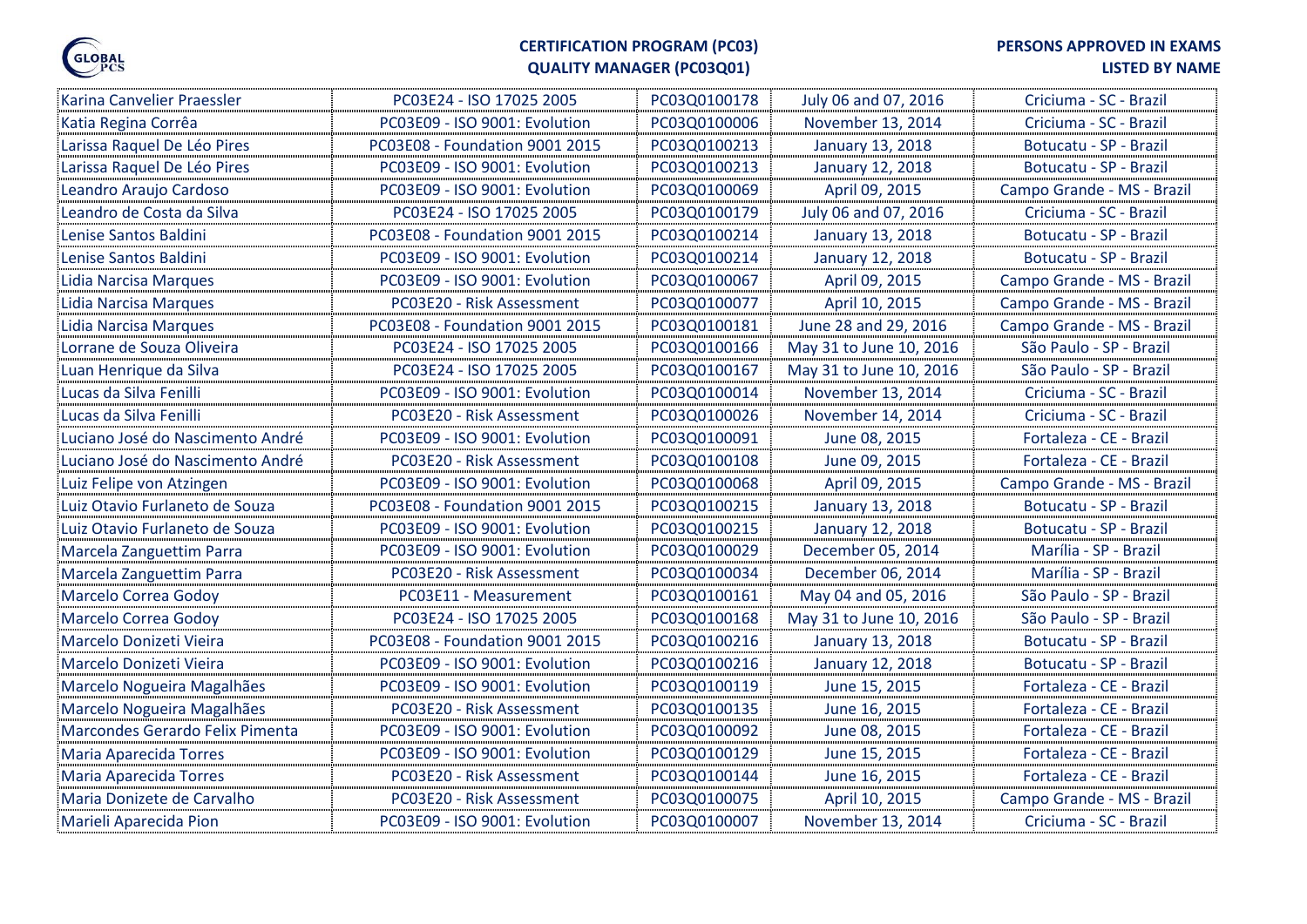**CERTIFICATION PROGRAM (PC03)**
**QUALITY MANAGER (PC03Q01)**

**PERSONS APPROVED IN EXAMS**
**LISTED BY NAME**

| | | | | |
|---|---|---|---|---|
| Karina Canvelier Praessler | PC03E24 - ISO 17025 2005 | PC03Q0100178 | July 06 and 07, 2016 | Criciuma - SC - Brazil |
| Katia Regina Corrêa | PC03E09 - ISO 9001: Evolution | PC03Q0100006 | November 13, 2014 | Criciuma - SC - Brazil |
| Larissa Raquel De Léo Pires | PC03E08 - Foundation 9001 2015 | PC03Q0100213 | January 13, 2018 | Botucatu - SP - Brazil |
| Larissa Raquel De Léo Pires | PC03E09 - ISO 9001: Evolution | PC03Q0100213 | January 12, 2018 | Botucatu - SP - Brazil |
| Leandro Araujo Cardoso | PC03E09 - ISO 9001: Evolution | PC03Q0100069 | April 09, 2015 | Campo Grande - MS - Brazil |
| Leandro de Costa da Silva | PC03E24 - ISO 17025 2005 | PC03Q0100179 | July 06 and 07, 2016 | Criciuma - SC - Brazil |
| Lenise Santos Baldini | PC03E08 - Foundation 9001 2015 | PC03Q0100214 | January 13, 2018 | Botucatu - SP - Brazil |
| Lenise Santos Baldini | PC03E09 - ISO 9001: Evolution | PC03Q0100214 | January 12, 2018 | Botucatu - SP - Brazil |
| Lidia Narcisa Marques | PC03E09 - ISO 9001: Evolution | PC03Q0100067 | April 09, 2015 | Campo Grande - MS - Brazil |
| Lidia Narcisa Marques | PC03E20 - Risk Assessment | PC03Q0100077 | April 10, 2015 | Campo Grande - MS - Brazil |
| Lidia Narcisa Marques | PC03E08 - Foundation 9001 2015 | PC03Q0100181 | June 28 and 29, 2016 | Campo Grande - MS - Brazil |
| Lorrane de Souza Oliveira | PC03E24 - ISO 17025 2005 | PC03Q0100166 | May 31 to June 10, 2016 | São Paulo - SP - Brazil |
| Luan Henrique da Silva | PC03E24 - ISO 17025 2005 | PC03Q0100167 | May 31 to June 10, 2016 | São Paulo - SP - Brazil |
| Lucas da Silva Fenilli | PC03E09 - ISO 9001: Evolution | PC03Q0100014 | November 13, 2014 | Criciuma - SC - Brazil |
| Lucas da Silva Fenilli | PC03E20 - Risk Assessment | PC03Q0100026 | November 14, 2014 | Criciuma - SC - Brazil |
| Luciano José do Nascimento André | PC03E09 - ISO 9001: Evolution | PC03Q0100091 | June 08, 2015 | Fortaleza - CE - Brazil |
| Luciano José do Nascimento André | PC03E20 - Risk Assessment | PC03Q0100108 | June 09, 2015 | Fortaleza - CE - Brazil |
| Luiz Felipe von Atzingen | PC03E09 - ISO 9001: Evolution | PC03Q0100068 | April 09, 2015 | Campo Grande - MS - Brazil |
| Luiz Otavio Furlaneto de Souza | PC03E08 - Foundation 9001 2015 | PC03Q0100215 | January 13, 2018 | Botucatu - SP - Brazil |
| Luiz Otavio Furlaneto de Souza | PC03E09 - ISO 9001: Evolution | PC03Q0100215 | January 12, 2018 | Botucatu - SP - Brazil |
| Marcela Zanguettim Parra | PC03E09 - ISO 9001: Evolution | PC03Q0100029 | December 05, 2014 | Marília - SP - Brazil |
| Marcela Zanguettim Parra | PC03E20 - Risk Assessment | PC03Q0100034 | December 06, 2014 | Marília - SP - Brazil |
| Marcelo Correa Godoy | PC03E11 - Measurement | PC03Q0100161 | May 04 and 05, 2016 | São Paulo - SP - Brazil |
| Marcelo Correa Godoy | PC03E24 - ISO 17025 2005 | PC03Q0100168 | May 31 to June 10, 2016 | São Paulo - SP - Brazil |
| Marcelo Donizeti Vieira | PC03E08 - Foundation 9001 2015 | PC03Q0100216 | January 13, 2018 | Botucatu - SP - Brazil |
| Marcelo Donizeti Vieira | PC03E09 - ISO 9001: Evolution | PC03Q0100216 | January 12, 2018 | Botucatu - SP - Brazil |
| Marcelo Nogueira Magalhães | PC03E09 - ISO 9001: Evolution | PC03Q0100119 | June 15, 2015 | Fortaleza - CE - Brazil |
| Marcelo Nogueira Magalhães | PC03E20 - Risk Assessment | PC03Q0100135 | June 16, 2015 | Fortaleza - CE - Brazil |
| Marcondes Gerardo Felix Pimenta | PC03E09 - ISO 9001: Evolution | PC03Q0100092 | June 08, 2015 | Fortaleza - CE - Brazil |
| Maria Aparecida Torres | PC03E09 - ISO 9001: Evolution | PC03Q0100129 | June 15, 2015 | Fortaleza - CE - Brazil |
| Maria Aparecida Torres | PC03E20 - Risk Assessment | PC03Q0100144 | June 16, 2015 | Fortaleza - CE - Brazil |
| Maria Donizete de Carvalho | PC03E20 - Risk Assessment | PC03Q0100075 | April 10, 2015 | Campo Grande - MS - Brazil |
| Marieli Aparecida Pion | PC03E09 - ISO 9001: Evolution | PC03Q0100007 | November 13, 2014 | Criciuma - SC - Brazil |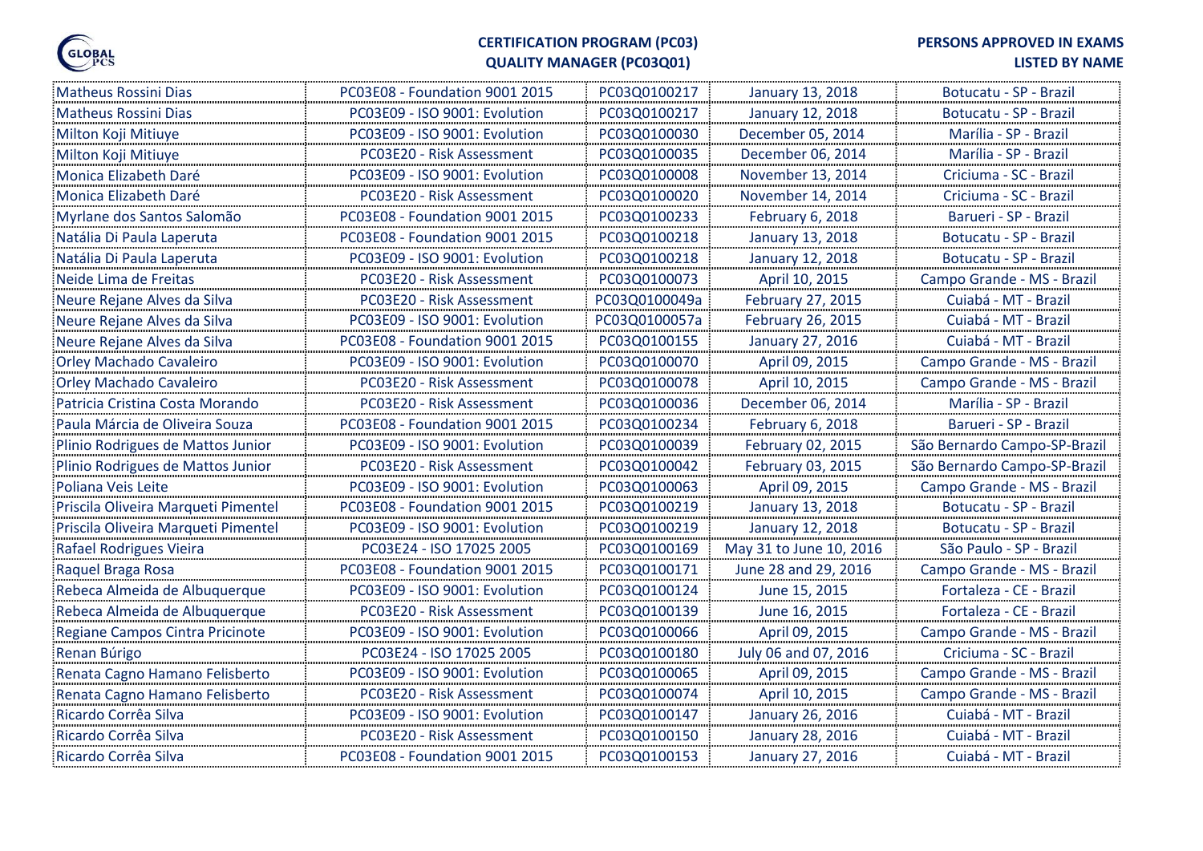**CERTIFICATION PROGRAM (PC03)**
**QUALITY MANAGER (PC03Q01)**

**PERSONS APPROVED IN EXAMS**
**LISTED BY NAME**

| | | | | |
|---|---|---|---|---|
| Matheus Rossini Dias | PC03E08 - Foundation 9001 2015 | PC03Q0100217 | January 13, 2018 | Botucatu - SP - Brazil |
| Matheus Rossini Dias | PC03E09 - ISO 9001: Evolution | PC03Q0100217 | January 12, 2018 | Botucatu - SP - Brazil |
| Milton Koji Mitiuye | PC03E09 - ISO 9001: Evolution | PC03Q0100030 | December 05, 2014 | Marília - SP - Brazil |
| Milton Koji Mitiuye | PC03E20 - Risk Assessment | PC03Q0100035 | December 06, 2014 | Marília - SP - Brazil |
| Monica Elizabeth Daré | PC03E09 - ISO 9001: Evolution | PC03Q0100008 | November 13, 2014 | Criciuma - SC - Brazil |
| Monica Elizabeth Daré | PC03E20 - Risk Assessment | PC03Q0100020 | November 14, 2014 | Criciuma - SC - Brazil |
| Myrlane dos Santos Salomão | PC03E08 - Foundation 9001 2015 | PC03Q0100233 | February 6, 2018 | Barueri - SP - Brazil |
| Natália Di Paula Laperuta | PC03E08 - Foundation 9001 2015 | PC03Q0100218 | January 13, 2018 | Botucatu - SP - Brazil |
| Natália Di Paula Laperuta | PC03E09 - ISO 9001: Evolution | PC03Q0100218 | January 12, 2018 | Botucatu - SP - Brazil |
| Neide Lima de Freitas | PC03E20 - Risk Assessment | PC03Q0100073 | April 10, 2015 | Campo Grande - MS - Brazil |
| Neure Rejane Alves da Silva | PC03E20 - Risk Assessment | PC03Q0100049a | February 27, 2015 | Cuiabá - MT - Brazil |
| Neure Rejane Alves da Silva | PC03E09 - ISO 9001: Evolution | PC03Q0100057a | February 26, 2015 | Cuiabá - MT - Brazil |
| Neure Rejane Alves da Silva | PC03E08 - Foundation 9001 2015 | PC03Q0100155 | January 27, 2016 | Cuiabá - MT - Brazil |
| Orley Machado Cavaleiro | PC03E09 - ISO 9001: Evolution | PC03Q0100070 | April 09, 2015 | Campo Grande - MS - Brazil |
| Orley Machado Cavaleiro | PC03E20 - Risk Assessment | PC03Q0100078 | April 10, 2015 | Campo Grande - MS - Brazil |
| Patricia Cristina Costa Morando | PC03E20 - Risk Assessment | PC03Q0100036 | December 06, 2014 | Marília - SP - Brazil |
| Paula Márcia de Oliveira Souza | PC03E08 - Foundation 9001 2015 | PC03Q0100234 | February 6, 2018 | Barueri - SP - Brazil |
| Plinio Rodrigues de Mattos Junior | PC03E09 - ISO 9001: Evolution | PC03Q0100039 | February 02, 2015 | São Bernardo Campo-SP-Brazil |
| Plinio Rodrigues de Mattos Junior | PC03E20 - Risk Assessment | PC03Q0100042 | February 03, 2015 | São Bernardo Campo-SP-Brazil |
| Poliana Veis Leite | PC03E09 - ISO 9001: Evolution | PC03Q0100063 | April 09, 2015 | Campo Grande - MS - Brazil |
| Priscila Oliveira Marqueti Pimentel | PC03E08 - Foundation 9001 2015 | PC03Q0100219 | January 13, 2018 | Botucatu - SP - Brazil |
| Priscila Oliveira Marqueti Pimentel | PC03E09 - ISO 9001: Evolution | PC03Q0100219 | January 12, 2018 | Botucatu - SP - Brazil |
| Rafael Rodrigues Vieira | PC03E24 - ISO 17025 2005 | PC03Q0100169 | May 31 to June 10, 2016 | São Paulo - SP - Brazil |
| Raquel Braga Rosa | PC03E08 - Foundation 9001 2015 | PC03Q0100171 | June 28 and 29, 2016 | Campo Grande - MS - Brazil |
| Rebeca Almeida de Albuquerque | PC03E09 - ISO 9001: Evolution | PC03Q0100124 | June 15, 2015 | Fortaleza - CE - Brazil |
| Rebeca Almeida de Albuquerque | PC03E20 - Risk Assessment | PC03Q0100139 | June 16, 2015 | Fortaleza - CE - Brazil |
| Regiane Campos Cintra Pricinote | PC03E09 - ISO 9001: Evolution | PC03Q0100066 | April 09, 2015 | Campo Grande - MS - Brazil |
| Renan Búrigo | PC03E24 - ISO 17025 2005 | PC03Q0100180 | July 06 and 07, 2016 | Criciuma - SC - Brazil |
| Renata Cagno Hamano Felisberto | PC03E09 - ISO 9001: Evolution | PC03Q0100065 | April 09, 2015 | Campo Grande - MS - Brazil |
| Renata Cagno Hamano Felisberto | PC03E20 - Risk Assessment | PC03Q0100074 | April 10, 2015 | Campo Grande - MS - Brazil |
| Ricardo Corrêa Silva | PC03E09 - ISO 9001: Evolution | PC03Q0100147 | January 26, 2016 | Cuiabá - MT - Brazil |
| Ricardo Corrêa Silva | PC03E20 - Risk Assessment | PC03Q0100150 | January 28, 2016 | Cuiabá - MT - Brazil |
| Ricardo Corrêa Silva | PC03E08 - Foundation 9001 2015 | PC03Q0100153 | January 27, 2016 | Cuiabá - MT - Brazil |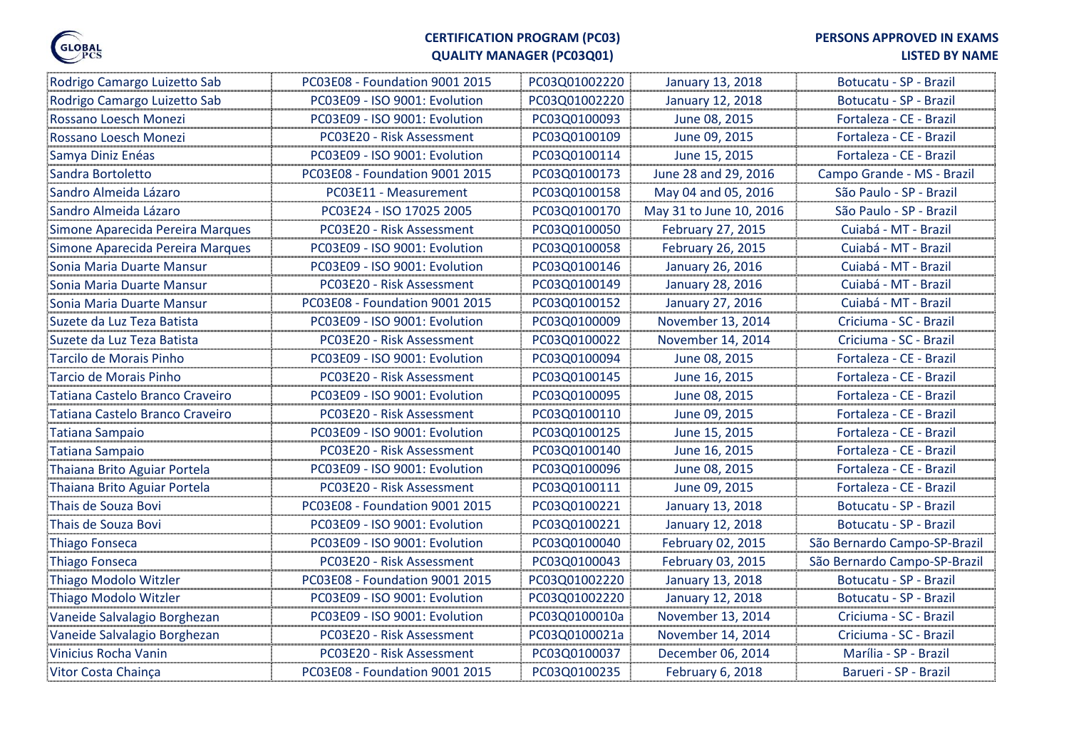**CERTIFICATION PROGRAM (PC03)**
**QUALITY MANAGER (PC03Q01)**

**PERSONS APPROVED IN EXAMS**
**LISTED BY NAME**

| | | | | |
|---|---|---|---|---|
| Rodrigo Camargo Luizetto Sab | PC03E08 - Foundation 9001 2015 | PC03Q01002220 | January 13, 2018 | Botucatu - SP - Brazil |
| Rodrigo Camargo Luizetto Sab | PC03E09 - ISO 9001: Evolution | PC03Q01002220 | January 12, 2018 | Botucatu - SP - Brazil |
| Rossano Loesch Monezi | PC03E09 - ISO 9001: Evolution | PC03Q0100093 | June 08, 2015 | Fortaleza - CE - Brazil |
| Rossano Loesch Monezi | PC03E20 - Risk Assessment | PC03Q0100109 | June 09, 2015 | Fortaleza - CE - Brazil |
| Samya Diniz Enéas | PC03E09 - ISO 9001: Evolution | PC03Q0100114 | June 15, 2015 | Fortaleza - CE - Brazil |
| Sandra Bortoletto | PC03E08 - Foundation 9001 2015 | PC03Q0100173 | June 28 and 29, 2016 | Campo Grande - MS - Brazil |
| Sandro Almeida Lázaro | PC03E11 - Measurement | PC03Q0100158 | May 04 and 05, 2016 | São Paulo - SP - Brazil |
| Sandro Almeida Lázaro | PC03E24 - ISO 17025 2005 | PC03Q0100170 | May 31 to June 10, 2016 | São Paulo - SP - Brazil |
| Simone Aparecida Pereira Marques | PC03E20 - Risk Assessment | PC03Q0100050 | February 27, 2015 | Cuiabá - MT - Brazil |
| Simone Aparecida Pereira Marques | PC03E09 - ISO 9001: Evolution | PC03Q0100058 | February 26, 2015 | Cuiabá - MT - Brazil |
| Sonia Maria Duarte Mansur | PC03E09 - ISO 9001: Evolution | PC03Q0100146 | January 26, 2016 | Cuiabá - MT - Brazil |
| Sonia Maria Duarte Mansur | PC03E20 - Risk Assessment | PC03Q0100149 | January 28, 2016 | Cuiabá - MT - Brazil |
| Sonia Maria Duarte Mansur | PC03E08 - Foundation 9001 2015 | PC03Q0100152 | January 27, 2016 | Cuiabá - MT - Brazil |
| Suzete da Luz Teza Batista | PC03E09 - ISO 9001: Evolution | PC03Q0100009 | November 13, 2014 | Criciuma - SC - Brazil |
| Suzete da Luz Teza Batista | PC03E20 - Risk Assessment | PC03Q0100022 | November 14, 2014 | Criciuma - SC - Brazil |
| Tarcilo de Morais Pinho | PC03E09 - ISO 9001: Evolution | PC03Q0100094 | June 08, 2015 | Fortaleza - CE - Brazil |
| Tarcio de Morais Pinho | PC03E20 - Risk Assessment | PC03Q0100145 | June 16, 2015 | Fortaleza - CE - Brazil |
| Tatiana Castelo Branco Craveiro | PC03E09 - ISO 9001: Evolution | PC03Q0100095 | June 08, 2015 | Fortaleza - CE - Brazil |
| Tatiana Castelo Branco Craveiro | PC03E20 - Risk Assessment | PC03Q0100110 | June 09, 2015 | Fortaleza - CE - Brazil |
| Tatiana Sampaio | PC03E09 - ISO 9001: Evolution | PC03Q0100125 | June 15, 2015 | Fortaleza - CE - Brazil |
| Tatiana Sampaio | PC03E20 - Risk Assessment | PC03Q0100140 | June 16, 2015 | Fortaleza - CE - Brazil |
| Thaiana Brito Aguiar Portela | PC03E09 - ISO 9001: Evolution | PC03Q0100096 | June 08, 2015 | Fortaleza - CE - Brazil |
| Thaiana Brito Aguiar Portela | PC03E20 - Risk Assessment | PC03Q0100111 | June 09, 2015 | Fortaleza - CE - Brazil |
| Thais de Souza Bovi | PC03E08 - Foundation 9001 2015 | PC03Q0100221 | January 13, 2018 | Botucatu - SP - Brazil |
| Thais de Souza Bovi | PC03E09 - ISO 9001: Evolution | PC03Q0100221 | January 12, 2018 | Botucatu - SP - Brazil |
| Thiago Fonseca | PC03E09 - ISO 9001: Evolution | PC03Q0100040 | February 02, 2015 | São Bernardo Campo-SP-Brazil |
| Thiago Fonseca | PC03E20 - Risk Assessment | PC03Q0100043 | February 03, 2015 | São Bernardo Campo-SP-Brazil |
| Thiago Modolo Witzler | PC03E08 - Foundation 9001 2015 | PC03Q01002220 | January 13, 2018 | Botucatu - SP - Brazil |
| Thiago Modolo Witzler | PC03E09 - ISO 9001: Evolution | PC03Q01002220 | January 12, 2018 | Botucatu - SP - Brazil |
| Vaneide Salvalagio Borghezan | PC03E09 - ISO 9001: Evolution | PC03Q0100010a | November 13, 2014 | Criciuma - SC - Brazil |
| Vaneide Salvalagio Borghezan | PC03E20 - Risk Assessment | PC03Q0100021a | November 14, 2014 | Criciuma - SC - Brazil |
| Vinicius Rocha Vanin | PC03E20 - Risk Assessment | PC03Q0100037 | December 06, 2014 | Marília - SP - Brazil |
| Vitor Costa Chainça | PC03E08 - Foundation 9001 2015 | PC03Q0100235 | February 6, 2018 | Barueri - SP - Brazil |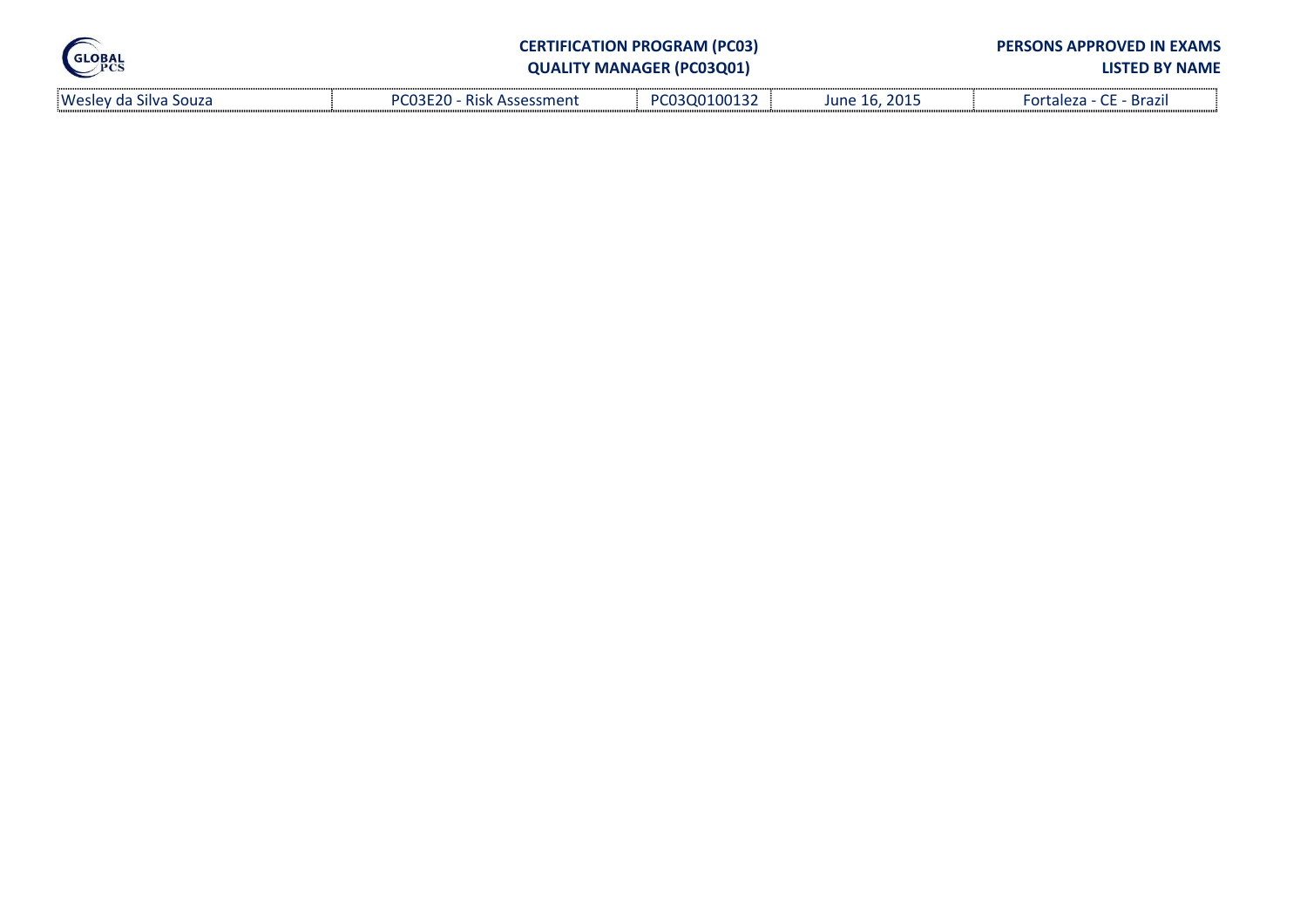| | | | | |
|---|---|---|---|---|
| Wesley da Silva Souza | PC03E20 - Risk Assessment | PC03Q0100132 | June 16, 2015 | Fortaleza - CE - Brazil |